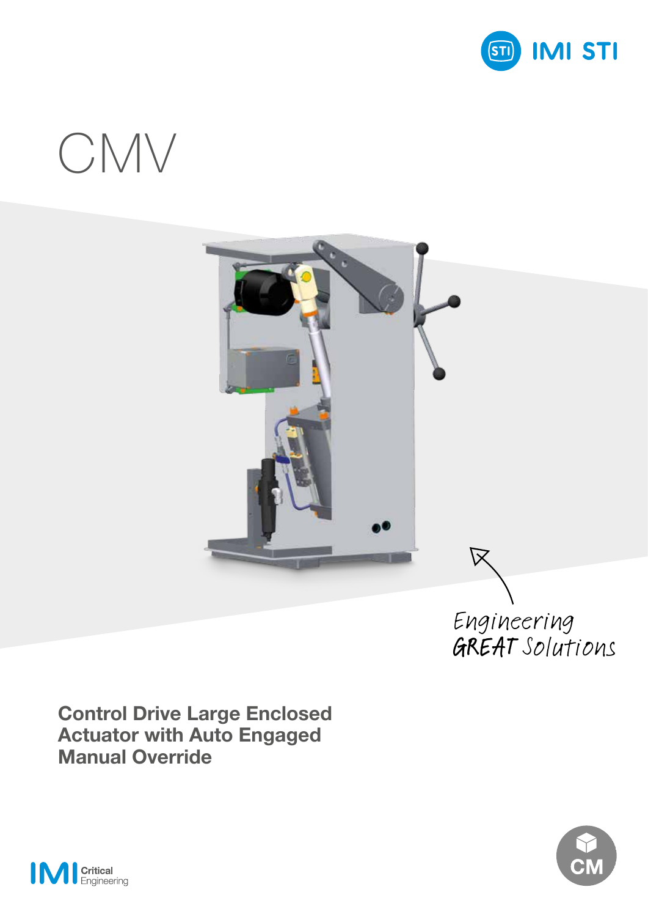IMI STI

# CMV

*Engineering GREAT Solutions*

## Control Drive Large Enclosed Actuator with Auto Engaged Manual Override

IMI Critical Engineering

CM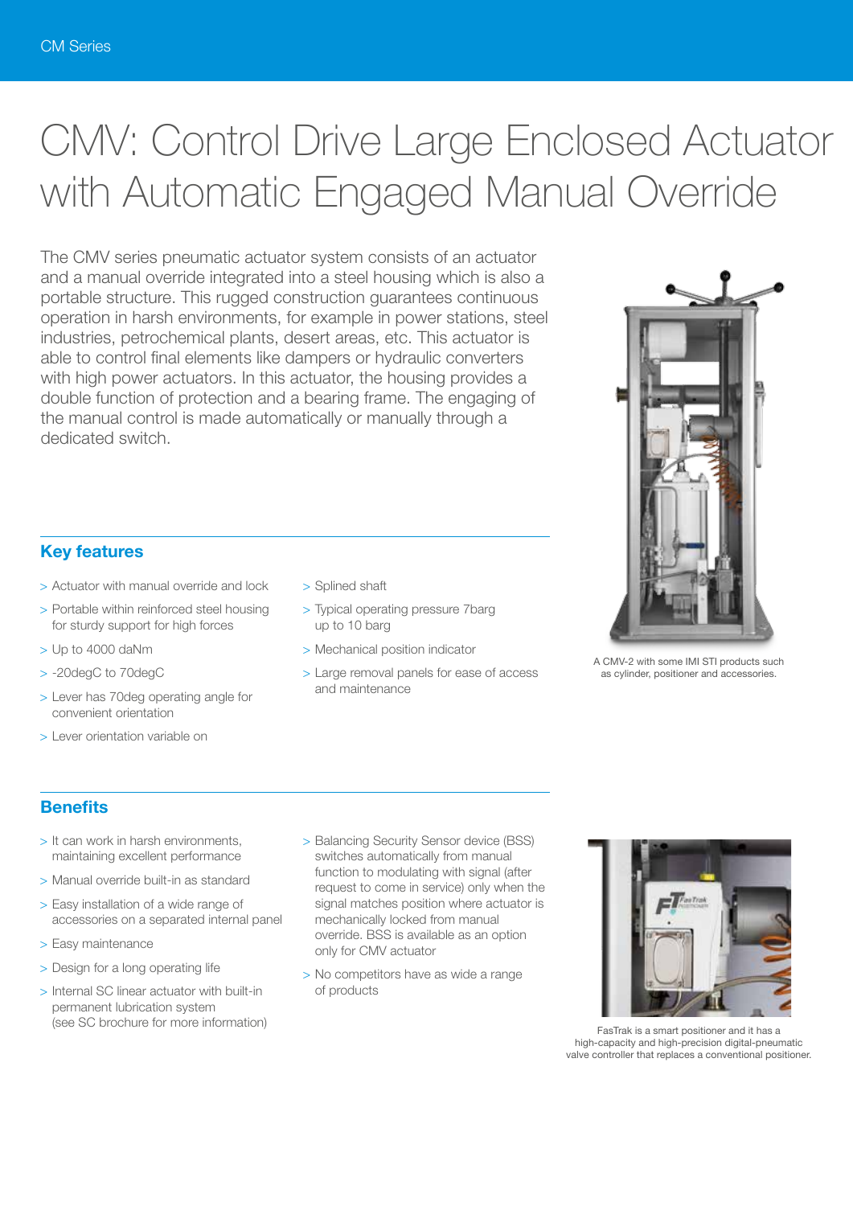# CMV: Control Drive Large Enclosed Actuator with Automatic Engaged Manual Override

The CMV series pneumatic actuator system consists of an actuator and a manual override integrated into a steel housing which is also a portable structure. This rugged construction guarantees continuous operation in harsh environments, for example in power stations, steel industries, petrochemical plants, desert areas, etc. This actuator is able to control final elements like dampers or hydraulic converters with high power actuators. In this actuator, the housing provides a double function of protection and a bearing frame. The engaging of the manual control is made automatically or manually through a dedicated switch.

A CMV-2 with some IMI STI products such as cylinder, positioner and accessories.

## Key features

- Actuator with manual override and lock
- Portable within reinforced steel housing for sturdy support for high forces
- Up to 4000 daNm
- -20degC to 70degC
- Lever has 70deg operating angle for convenient orientation
- Lever orientation variable on
- Splined shaft
- Typical operating pressure 7barg up to 10 barg
- Mechanical position indicator
- Large removal panels for ease of access and maintenance

## Benefits

- It can work in harsh environments, maintaining excellent performance
- Manual override built-in as standard
- Easy installation of a wide range of accessories on a separated internal panel
- Easy maintenance
- Design for a long operating life
- Internal SC linear actuator with built-in permanent lubrication system (see SC brochure for more information)
- Balancing Security Sensor device (BSS) switches automatically from manual function to modulating with signal (after request to come in service) only when the signal matches position where actuator is mechanically locked from manual override. BSS is available as an option only for CMV actuator
- No competitors have as wide a range of products

FasTrak is a smart positioner and it has a high-capacity and high-precision digital-pneumatic valve controller that replaces a conventional positioner.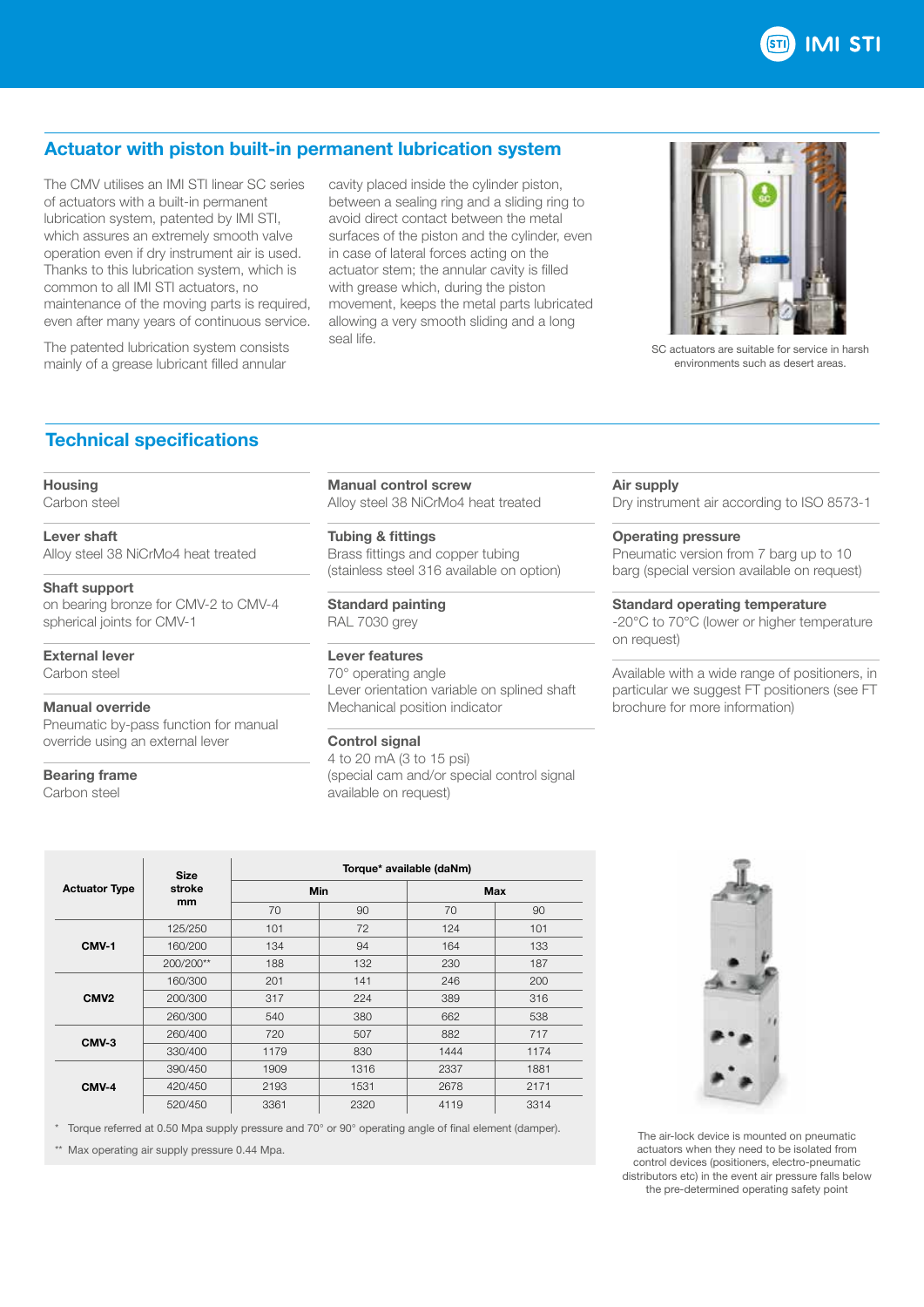## Actuator with piston built-in permanent lubrication system

The CMV utilises an IMI STI linear SC series of actuators with a built-in permanent lubrication system, patented by IMI STI, which assures an extremely smooth valve operation even if dry instrument air is used. Thanks to this lubrication system, which is common to all IMI STI actuators, no maintenance of the moving parts is required, even after many years of continuous service.

The patented lubrication system consists mainly of a grease lubricant filled annular cavity placed inside the cylinder piston, between a sealing ring and a sliding ring to avoid direct contact between the metal surfaces of the piston and the cylinder, even in case of lateral forces acting on the actuator stem; the annular cavity is filled with grease which, during the piston movement, keeps the metal parts lubricated allowing a very smooth sliding and a long seal life.

SC actuators are suitable for service in harsh environments such as desert areas.

## Technical specifications

**Housing**
Carbon steel

**Lever shaft**
Alloy steel 38 NiCrMo4 heat treated

**Shaft support**
on bearing bronze for CMV-2 to CMV-4
spherical joints for CMV-1

**External lever**
Carbon steel

**Manual override**
Pneumatic by-pass function for manual override using an external lever

**Bearing frame**
Carbon steel

**Manual control screw**
Alloy steel 38 NiCrMo4 heat treated

**Tubing & fittings**
Brass fittings and copper tubing (stainless steel 316 available on option)

**Standard painting**
RAL 7030 grey

**Lever features**
70° operating angle
Lever orientation variable on splined shaft
Mechanical position indicator

**Control signal**
4 to 20 mA (3 to 15 psi)
(special cam and/or special control signal available on request)

**Air supply**
Dry instrument air according to ISO 8573-1

**Operating pressure**
Pneumatic version from 7 barg up to 10 barg (special version available on request)

**Standard operating temperature**
-20°C to 70°C (lower or higher temperature on request)

Available with a wide range of positioners, in particular we suggest FT positioners (see FT brochure for more information)

| Actuator Type | Size stroke mm | Torque* available (daNm) | | | |
|---|---|---|---|---|---|
| | | Min | | Max | |
| | | 70 | 90 | 70 | 90 |
| CMV-1 | 125/250 | 101 | 72 | 124 | 101 |
| | 160/200 | 134 | 94 | 164 | 133 |
| | 200/200** | 188 | 132 | 230 | 187 |
| CMV2 | 160/300 | 201 | 141 | 246 | 200 |
| | 200/300 | 317 | 224 | 389 | 316 |
| | 260/300 | 540 | 380 | 662 | 538 |
| CMV-3 | 260/400 | 720 | 507 | 882 | 717 |
| | 330/400 | 1179 | 830 | 1444 | 1174 |
| CMV-4 | 390/450 | 1909 | 1316 | 2337 | 1881 |
| | 420/450 | 2193 | 1531 | 2678 | 2171 |
| | 520/450 | 3361 | 2320 | 4119 | 3314 |

\* Torque referred at 0.50 Mpa supply pressure and 70° or 90° operating angle of final element (damper).

** Max operating air supply pressure 0.44 Mpa.

The air-lock device is mounted on pneumatic actuators when they need to be isolated from control devices (positioners, electro-pneumatic distributors etc) in the event air pressure falls below the pre-determined operating safety point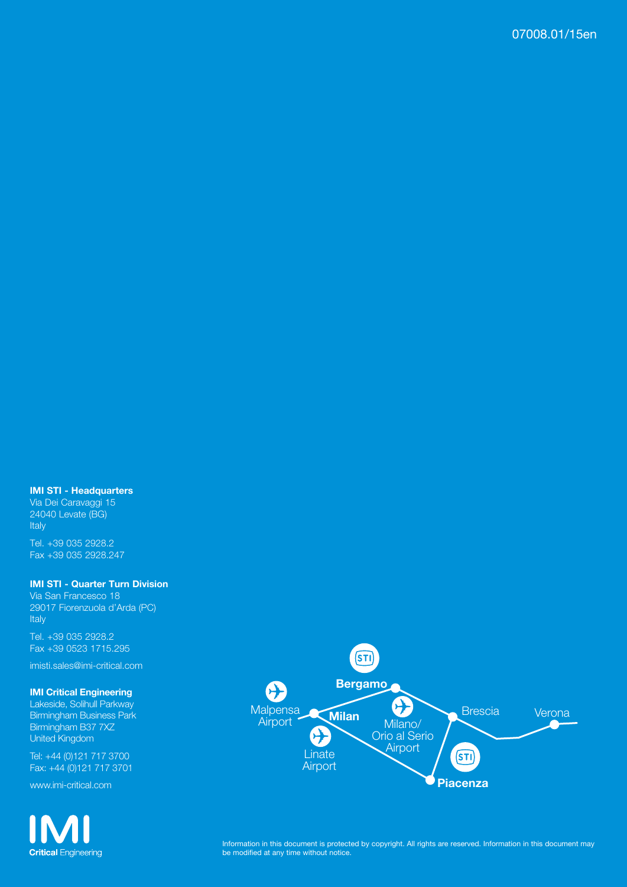07008.01/15en

**IMI STI - Headquarters**
Via Dei Caravaggi 15
24040 Levate (BG)
Italy

Tel. +39 035 2928.2
Fax +39 035 2928.247

**IMI STI - Quarter Turn Division**
Via San Francesco 18
29017 Fiorenzuola d'Arda (PC)
Italy

Tel. +39 035 2928.2
Fax +39 0523 1715.295

imisti.sales@imi-critical.com

**IMI Critical Engineering**
Lakeside, Solihull Parkway
Birmingham Business Park
Birmingham B37 7XZ
United Kingdom

Tel: +44 (0)121 717 3700
Fax: +44 (0)121 717 3701

www.imi-critical.com

STI
Bergamo
Malpensa Airport
Milan
Milano/ Orio al Serio Airport
Brescia
Verona
Linate Airport
STI
Piacenza

**IMI**
**Critical** Engineering

Information in this document is protected by copyright. All rights are reserved. Information in this document may be modified at any time without notice.